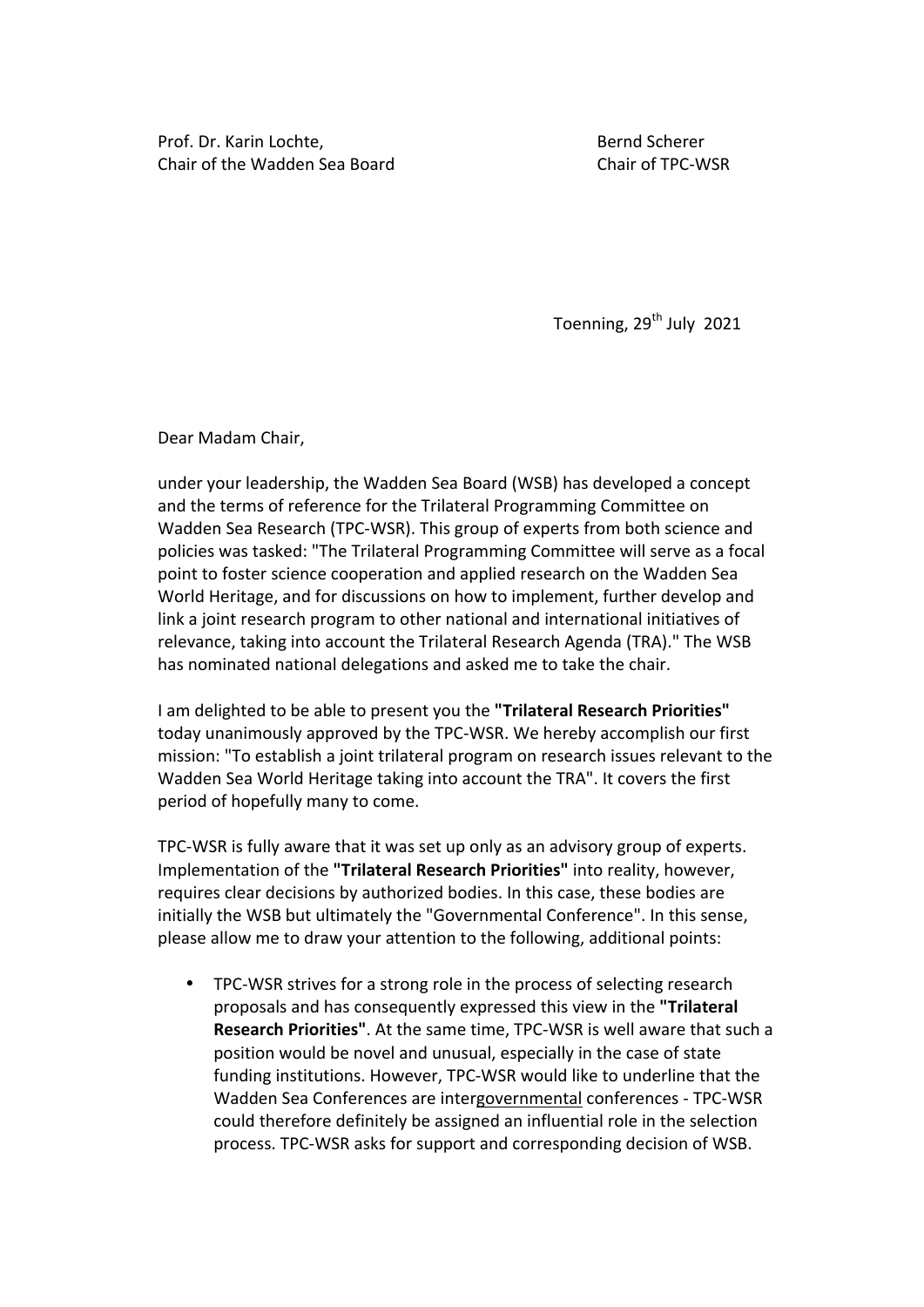Prof. Dr. Karin Lochte,
Chair of the Wadden Sea Board

Bernd Scherer
Chair of TPC-WSR

Toenning, 29th July 2021

Dear Madam Chair,

under your leadership, the Wadden Sea Board (WSB) has developed a concept and the terms of reference for the Trilateral Programming Committee on Wadden Sea Research (TPC-WSR). This group of experts from both science and policies was tasked: "The Trilateral Programming Committee will serve as a focal point to foster science cooperation and applied research on the Wadden Sea World Heritage, and for discussions on how to implement, further develop and link a joint research program to other national and international initiatives of relevance, taking into account the Trilateral Research Agenda (TRA)." The WSB has nominated national delegations and asked me to take the chair.

I am delighted to be able to present you the **"Trilateral Research Priorities"** today unanimously approved by the TPC-WSR. We hereby accomplish our first mission: "To establish a joint trilateral program on research issues relevant to the Wadden Sea World Heritage taking into account the TRA". It covers the first period of hopefully many to come.

TPC-WSR is fully aware that it was set up only as an advisory group of experts. Implementation of the **"Trilateral Research Priorities"** into reality, however, requires clear decisions by authorized bodies. In this case, these bodies are initially the WSB but ultimately the "Governmental Conference". In this sense, please allow me to draw your attention to the following, additional points:

- TPC-WSR strives for a strong role in the process of selecting research proposals and has consequently expressed this view in the **"Trilateral Research Priorities"**. At the same time, TPC-WSR is well aware that such a position would be novel and unusual, especially in the case of state funding institutions. However, TPC-WSR would like to underline that the Wadden Sea Conferences are intergovernmental conferences - TPC-WSR could therefore definitely be assigned an influential role in the selection process. TPC-WSR asks for support and corresponding decision of WSB.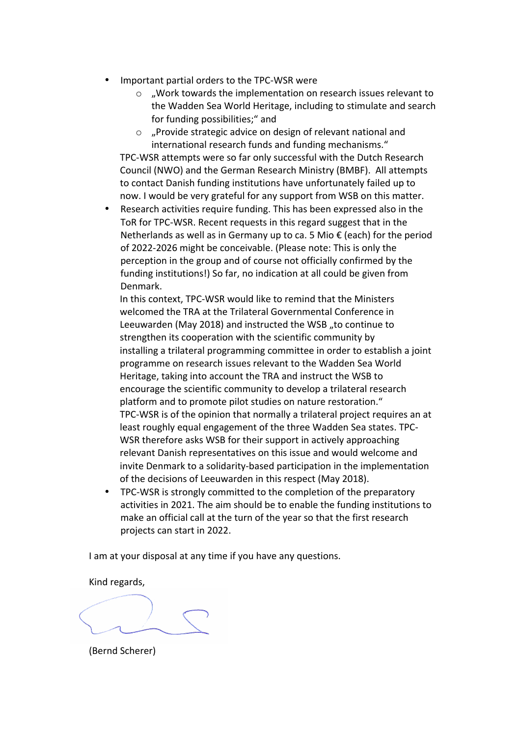- Important partial orders to the TPC-WSR were
  - „Work towards the implementation on research issues relevant to the Wadden Sea World Heritage, including to stimulate and search for funding possibilities;" and
  - „Provide strategic advice on design of relevant national and international research funds and funding mechanisms."

  TPC-WSR attempts were so far only successful with the Dutch Research Council (NWO) and the German Research Ministry (BMBF). All attempts to contact Danish funding institutions have unfortunately failed up to now. I would be very grateful for any support from WSB on this matter.
- Research activities require funding. This has been expressed also in the ToR for TPC-WSR. Recent requests in this regard suggest that in the Netherlands as well as in Germany up to ca. 5 Mio € (each) for the period of 2022-2026 might be conceivable. (Please note: This is only the perception in the group and of course not officially confirmed by the funding institutions!) So far, no indication at all could be given from Denmark.

  In this context, TPC-WSR would like to remind that the Ministers welcomed the TRA at the Trilateral Governmental Conference in Leeuwarden (May 2018) and instructed the WSB „to continue to strengthen its cooperation with the scientific community by installing a trilateral programming committee in order to establish a joint programme on research issues relevant to the Wadden Sea World Heritage, taking into account the TRA and instruct the WSB to encourage the scientific community to develop a trilateral research platform and to promote pilot studies on nature restoration."

  TPC-WSR is of the opinion that normally a trilateral project requires an at least roughly equal engagement of the three Wadden Sea states. TPC-WSR therefore asks WSB for their support in actively approaching relevant Danish representatives on this issue and would welcome and invite Denmark to a solidarity-based participation in the implementation of the decisions of Leeuwarden in this respect (May 2018).
- TPC-WSR is strongly committed to the completion of the preparatory activities in 2021. The aim should be to enable the funding institutions to make an official call at the turn of the year so that the first research projects can start in 2022.

I am at your disposal at any time if you have any questions.

Kind regards,

(Bernd Scherer)